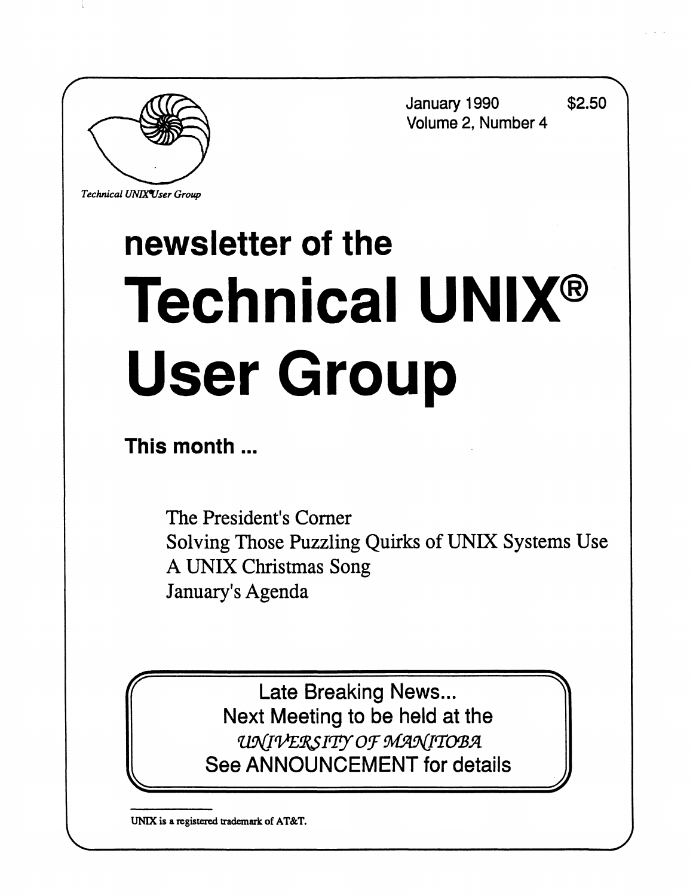*Technical UNIX User Group*

January 1990 $2.50
Volume 2, Number 4

# newsletter of the

# Technical UNIX® User Group

## This month ...

The President's Corner
Solving Those Puzzling Quirks of UNIX Systems Use
A UNIX Christmas Song
January's Agenda

> Late Breaking News...
> Next Meeting to be held at the
> *UNIVERSITY OF MANITOBA*
> See ANNOUNCEMENT for details

UNIX is a registered trademark of AT&T.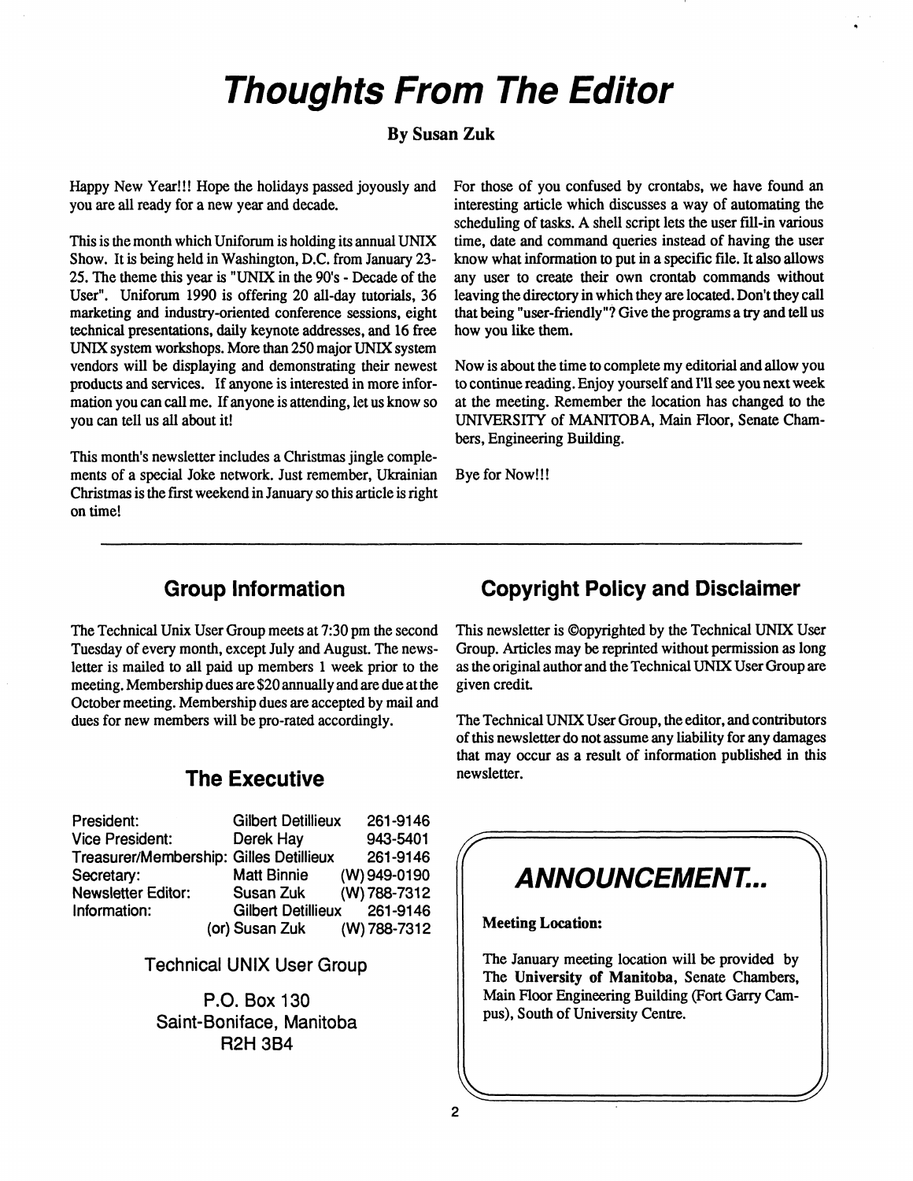# Thoughts From The Editor

**By Susan Zuk**

Happy New Year!!! Hope the holidays passed joyously and you are all ready for a new year and decade.

This is the month which Uniforum is holding its annual UNIX Show. It is being held in Washington, D.C. from January 23-25. The theme this year is "UNIX in the 90's - Decade of the User". Uniforum 1990 is offering 20 all-day tutorials, 36 marketing and industry-oriented conference sessions, eight technical presentations, daily keynote addresses, and 16 free UNIX system workshops. More than 250 major UNIX system vendors will be displaying and demonstrating their newest products and services. If anyone is interested in more information you can call me. If anyone is attending, let us know so you can tell us all about it!

This month's newsletter includes a Christmas jingle complements of a special Joke network. Just remember, Ukrainian Christmas is the first weekend in January so this article is right on time!

For those of you confused by crontabs, we have found an interesting article which discusses a way of automating the scheduling of tasks. A shell script lets the user fill-in various time, date and command queries instead of having the user know what information to put in a specific file. It also allows any user to create their own crontab commands without leaving the directory in which they are located. Don't they call that being "user-friendly"? Give the programs a try and tell us how you like them.

Now is about the time to complete my editorial and allow you to continue reading. Enjoy yourself and I'll see you next week at the meeting. Remember the location has changed to the UNIVERSITY of MANITOBA, Main Floor, Senate Chambers, Engineering Building.

Bye for Now!!!

---

## Group Information

The Technical Unix User Group meets at 7:30 pm the second Tuesday of every month, except July and August. The newsletter is mailed to all paid up members 1 week prior to the meeting. Membership dues are $20 annually and are due at the October meeting. Membership dues are accepted by mail and dues for new members will be pro-rated accordingly.

## The Executive

| | | |
|---|---|---|
| President: | Gilbert Detillieux | 261-9146 |
| Vice President: | Derek Hay | 943-5401 |
| Treasurer/Membership: | Gilles Detillieux | 261-9146 |
| Secretary: | Matt Binnie | (W) 949-0190 |
| Newsletter Editor: | Susan Zuk | (W) 788-7312 |
| Information: | Gilbert Detillieux | 261-9146 |
| | (or) Susan Zuk | (W) 788-7312 |

Technical UNIX User Group

P.O. Box 130
Saint-Boniface, Manitoba
R2H 3B4

## Copyright Policy and Disclaimer

This newsletter is ©opyrighted by the Technical UNIX User Group. Articles may be reprinted without permission as long as the original author and the Technical UNIX User Group are given credit.

The Technical UNIX User Group, the editor, and contributors of this newsletter do not assume any liability for any damages that may occur as a result of information published in this newsletter.

## ANNOUNCEMENT...

**Meeting Location:**

The January meeting location will be provided by The **University of Manitoba**, Senate Chambers, Main Floor Engineering Building (Fort Garry Campus), South of University Centre.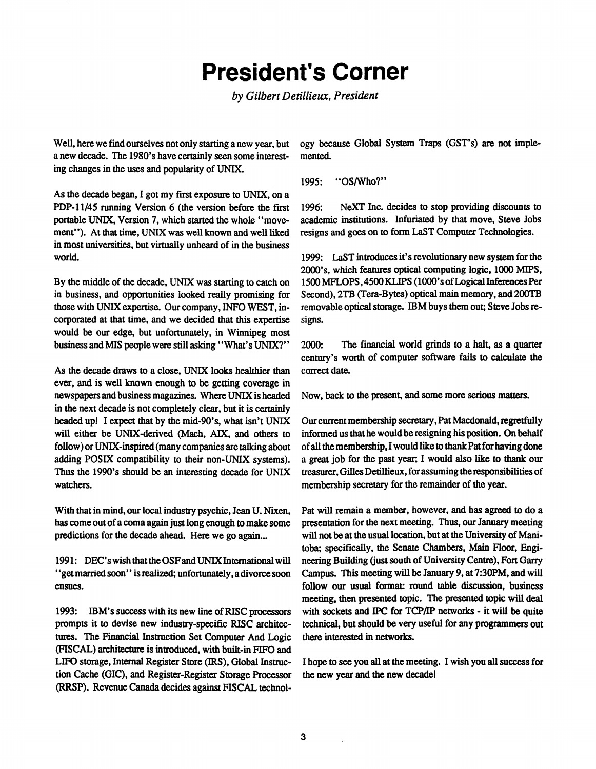# President's Corner

*by Gilbert Detillieux, President*

Well, here we find ourselves not only starting a new year, but a new decade. The 1980's have certainly seen some interesting changes in the uses and popularity of UNIX.

As the decade began, I got my first exposure to UNIX, on a PDP-11/45 running Version 6 (the version before the first portable UNIX, Version 7, which started the whole "movement"). At that time, UNIX was well known and well liked in most universities, but virtually unheard of in the business world.

By the middle of the decade, UNIX was starting to catch on in business, and opportunities looked really promising for those with UNIX expertise. Our company, INFO WEST, incorporated at that time, and we decided that this expertise would be our edge, but unfortunately, in Winnipeg most business and MIS people were still asking "What's UNIX?"

As the decade draws to a close, UNIX looks healthier than ever, and is well known enough to be getting coverage in newspapers and business magazines. Where UNIX is headed in the next decade is not completely clear, but it is certainly headed up! I expect that by the mid-90's, what isn't UNIX will either be UNIX-derived (Mach, AIX, and others to follow) or UNIX-inspired (many companies are talking about adding POSIX compatibility to their non-UNIX systems). Thus the 1990's should be an interesting decade for UNIX watchers.

With that in mind, our local industry psychic, Jean U. Nixen, has come out of a coma again just long enough to make some predictions for the decade ahead. Here we go again...

1991: DEC's wish that the OSF and UNIX International will "get married soon" is realized; unfortunately, a divorce soon ensues.

1993: IBM's success with its new line of RISC processors prompts it to devise new industry-specific RISC architectures. The Financial Instruction Set Computer And Logic (FISCAL) architecture is introduced, with built-in FIFO and LIFO storage, Internal Register Store (IRS), Global Instruction Cache (GIC), and Register-Register Storage Processor (RRSP). Revenue Canada decides against FISCAL technology because Global System Traps (GST's) are not implemented.

1995: "OS/Who?"

1996: NeXT Inc. decides to stop providing discounts to academic institutions. Infuriated by that move, Steve Jobs resigns and goes on to form LaST Computer Technologies.

1999: LaST introduces it's revolutionary new system for the 2000's, which features optical computing logic, 1000 MIPS, 1500 MFLOPS, 4500 KLIPS (1000's of Logical Inferences Per Second), 2TB (Tera-Bytes) optical main memory, and 200TB removable optical storage. IBM buys them out; Steve Jobs resigns.

2000: The financial world grinds to a halt, as a quarter century's worth of computer software fails to calculate the correct date.

Now, back to the present, and some more serious matters.

Our current membership secretary, Pat Macdonald, regretfully informed us that he would be resigning his position. On behalf of all the membership, I would like to thank Pat for having done a great job for the past year; I would also like to thank our treasurer, Gilles Detillieux, for assuming the responsibilities of membership secretary for the remainder of the year.

Pat will remain a member, however, and has agreed to do a presentation for the next meeting. Thus, our January meeting will not be at the usual location, but at the University of Manitoba; specifically, the Senate Chambers, Main Floor, Engineering Building (just south of University Centre), Fort Garry Campus. This meeting will be January 9, at 7:30PM, and will follow our usual format: round table discussion, business meeting, then presented topic. The presented topic will deal with sockets and IPC for TCP/IP networks - it will be quite technical, but should be very useful for any programmers out there interested in networks.

I hope to see you all at the meeting. I wish you all success for the new year and the new decade!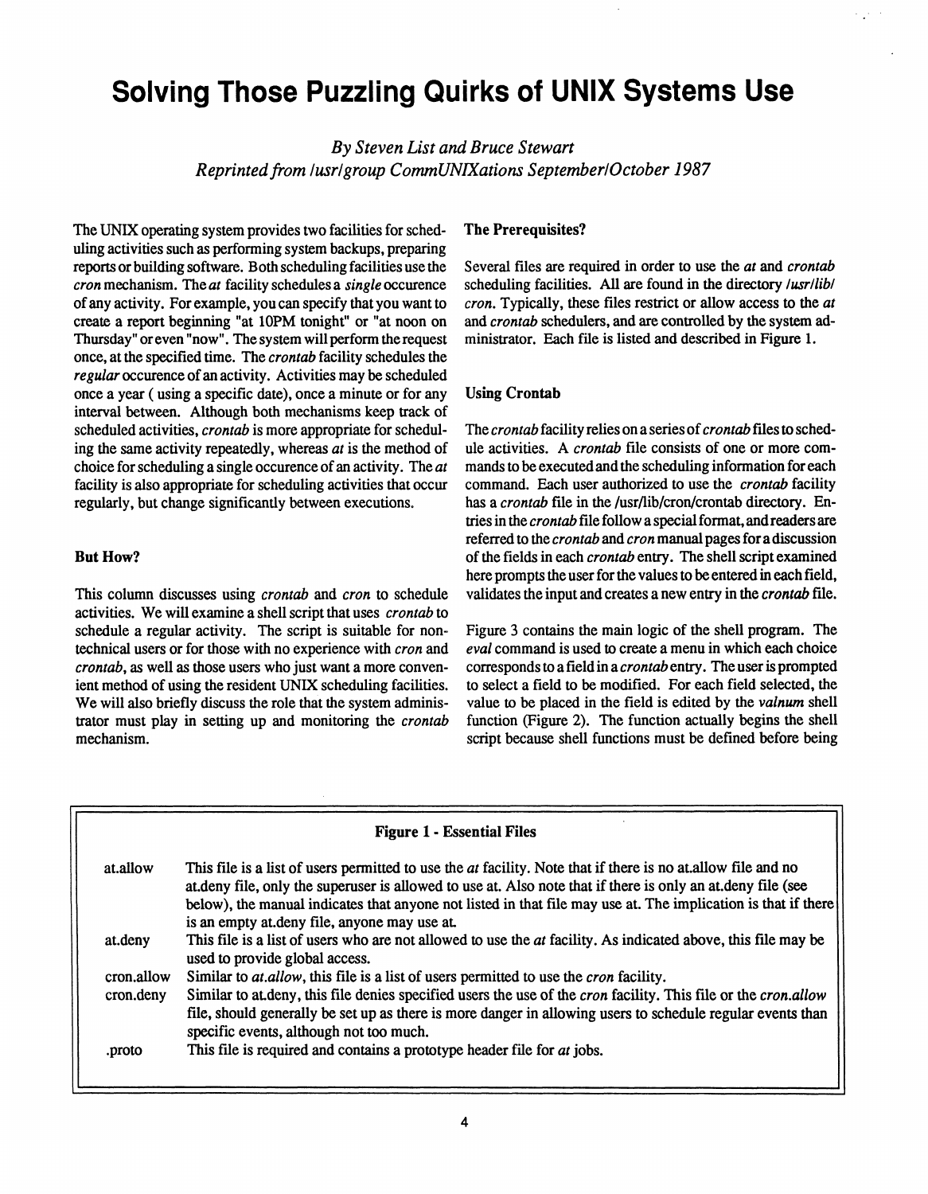# Solving Those Puzzling Quirks of UNIX Systems Use

*By Steven List and Bruce Stewart*
*Reprinted from /usr/group CommUNIXations September/October 1987*

The UNIX operating system provides two facilities for scheduling activities such as performing system backups, preparing reports or building software. Both scheduling facilities use the *cron* mechanism. The *at* facility schedules a *single* occurence of any activity. For example, you can specify that you want to create a report beginning "at 10PM tonight" or "at noon on Thursday" or even "now". The system will perform the request once, at the specified time. The *crontab* facility schedules the *regular* occurence of an activity. Activities may be scheduled once a year ( using a specific date), once a minute or for any interval between. Although both mechanisms keep track of scheduled activities, *crontab* is more appropriate for scheduling the same activity repeatedly, whereas *at* is the method of choice for scheduling a single occurence of an activity. The *at* facility is also appropriate for scheduling activities that occur regularly, but change significantly between executions.

### But How?

This column discusses using *crontab* and *cron* to schedule activities. We will examine a shell script that uses *crontab* to schedule a regular activity. The script is suitable for non-technical users or for those with no experience with *cron* and *crontab*, as well as those users who just want a more convenient method of using the resident UNIX scheduling facilities. We will also briefly discuss the role that the system administrator must play in setting up and monitoring the *crontab* mechanism.

### The Prerequisites?

Several files are required in order to use the *at* and *crontab* scheduling facilities. All are found in the directory */usr/lib/cron*. Typically, these files restrict or allow access to the *at* and *crontab* schedulers, and are controlled by the system administrator. Each file is listed and described in Figure 1.

### Using Crontab

The *crontab* facility relies on a series of *crontab* files to schedule activities. A *crontab* file consists of one or more commands to be executed and the scheduling information for each command. Each user authorized to use the *crontab* facility has a *crontab* file in the /usr/lib/cron/crontab directory. Entries in the *crontab* file follow a special format, and readers are referred to the *crontab* and *cron* manual pages for a discussion of the fields in each *crontab* entry. The shell script examined here prompts the user for the values to be entered in each field, validates the input and creates a new entry in the *crontab* file.

Figure 3 contains the main logic of the shell program. The *eval* command is used to create a menu in which each choice corresponds to a field in a *crontab* entry. The user is prompted to select a field to be modified. For each field selected, the value to be placed in the field is edited by the *valnum* shell function (Figure 2). The function actually begins the shell script because shell functions must be defined before being

**Figure 1 - Essential Files**

| | |
|---|---|
| at.allow | This file is a list of users permitted to use the *at* facility. Note that if there is no at.allow file and no at.deny file, only the superuser is allowed to use at. Also note that if there is only an at.deny file (see below), the manual indicates that anyone not listed in that file may use at. The implication is that if there is an empty at.deny file, anyone may use at. |
| at.deny | This file is a list of users who are not allowed to use the *at* facility. As indicated above, this file may be used to provide global access. |
| cron.allow | Similar to *at.allow*, this file is a list of users permitted to use the *cron* facility. |
| cron.deny | Similar to at.deny, this file denies specified users the use of the *cron* facility. This file or the *cron.allow* file, should generally be set up as there is more danger in allowing users to schedule regular events than specific events, although not too much. |
| .proto | This file is required and contains a prototype header file for *at* jobs. |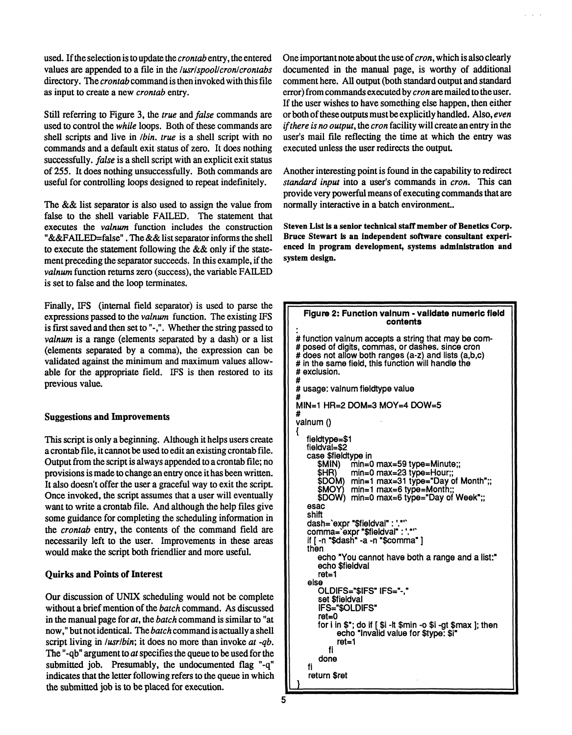used. If the selection is to update the *crontab* entry, the entered values are appended to a file in the */usr/spool/cron/crontabs* directory. The *crontab* command is then invoked with this file as input to create a new *crontab* entry.

Still referring to Figure 3, the *true* and *false* commands are used to control the *while* loops. Both of these commands are shell scripts and live in */bin*. *true* is a shell script with no commands and a default exit status of zero. It does nothing successfully. *false* is a shell script with an explicit exit status of 255. It does nothing unsuccessfully. Both commands are useful for controlling loops designed to repeat indefinitely.

The && list separator is also used to assign the value from false to the shell variable FAILED. The statement that executes the *valnum* function includes the construction "&&FAILED=false". The && list separator informs the shell to execute the statement following the && only if the statement preceding the separator succeeds. In this example, if the *valnum* function returns zero (success), the variable FAILED is set to false and the loop terminates.

Finally, IFS (internal field separator) is used to parse the expressions passed to the *valnum* function. The existing IFS is first saved and then set to "-,". Whether the string passed to *valnum* is a range (elements separated by a dash) or a list (elements separated by a comma), the expression can be validated against the minimum and maximum values allowable for the appropriate field. IFS is then restored to its previous value.

### Suggestions and Improvements

This script is only a beginning. Although it helps users create a crontab file, it cannot be used to edit an existing crontab file. Output from the script is always appended to a crontab file; no provisions is made to change an entry once it has been written. It also doesn't offer the user a graceful way to exit the script. Once invoked, the script assumes that a user will eventually want to write a crontab file. And although the help files give some guidance for completing the scheduling information in the *crontab* entry, the contents of the command field are necessarily left to the user. Improvements in these areas would make the script both friendlier and more useful.

### Quirks and Points of Interest

Our discussion of UNIX scheduling would not be complete without a brief mention of the *batch* command. As discussed in the manual page for *at*, the *batch* command is similar to "at now," but not identical. The *batch* command is actually a shell script living in */usr/bin*; it does no more than invoke *at -qb*. The "-qb" argument to *at* specifies the queue to be used for the submitted job. Presumably, the undocumented flag "-q" indicates that the letter following refers to the queue in which the submitted job is to be placed for execution.

One important note about the use of *cron*, which is also clearly documented in the manual page, is worthy of additional comment here. All output (both standard output and standard error) from commands executed by *cron* are mailed to the user. If the user wishes to have something else happen, then either or both of these outputs must be explicitly handled. Also, *even if there is no output*, the *cron* facility will create an entry in the user's mail file reflecting the time at which the entry was executed unless the user redirects the output.

Another interesting point is found in the capability to redirect *standard input* into a user's commands in *cron*. This can provide very powerful means of executing commands that are normally interactive in a batch environment..

**Steven List is a senior technical staff member of Benetics Corp. Bruce Stewart is an independent software consultant experienced in program development, systems administration and system design.**

**Figure 2: Function valnum - validate numeric field contents**

```
:
# function valnum accepts a string that may be com-
# posed of digits, commas, or dashes. since cron
# does not allow both ranges (a-z) and lists (a,b,c)
# in the same field, this function will handle the
# exclusion.
#
# usage: valnum fieldtype value
#
MIN=1 HR=2 DOM=3 MOY=4 DOW=5
#
valnum ()
{
   fieldtype=$1
   fieldval=$2
   case $fieldtype in
      $MIN)   min=0 max=59 type=Minute;;
      $HR)    min=0 max=23 type=Hour;;
      $DOM)   min=1 max=31 type="Day of Month";;
      $MOY)   min=1 max=6 type=Month;;
      $DOW)   min=0 max=6 type="Day of Week";;
   esac
   shift
   dash=`expr "$fieldval" : '.*-'`
   comma=`expr "$fieldval" : '.*,'`
   if [ -n "$dash" -a -n "$comma" ]
   then
      echo "You cannot have both a range and a list:"
      echo $fieldval
      ret=1
   else
      OLDIFS="$IFS" IFS="-,"
      set $fieldval
      IFS="$OLDIFS"
      ret=0
      for i in $*; do if [ $i -lt $min -o $i -gt $max ]; then
            echo "Invalid value for $type: $i"
            ret=1
         fi
      done
   fi
   return $ret
}
```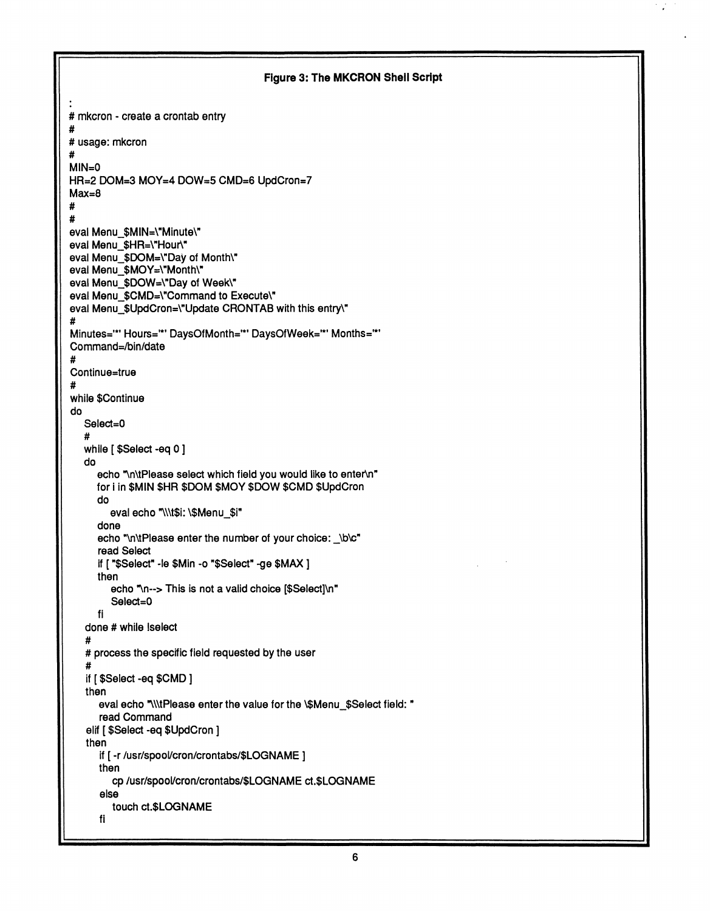**Figure 3: The MKCRON Shell Script**

```
:
# mkcron - create a crontab entry
#
# usage: mkcron
#
MIN=0
HR=2 DOM=3 MOY=4 DOW=5 CMD=6 UpdCron=7
Max=8
#
#
eval Menu_$MIN=\"Minute\"
eval Menu_$HR=\"Hour\"
eval Menu_$DOM=\"Day of Month\"
eval Menu_$MOY=\"Month\"
eval Menu_$DOW=\"Day of Week\"
eval Menu_$CMD=\"Command to Execute\"
eval Menu_$UpdCron=\"Update CRONTAB with this entry\"
#
Minutes='*' Hours='*' DaysOfMonth='*' DaysOfWeek='*' Months='*'
Command=/bin/date
#
Continue=true
#
while $Continue
do
   Select=0
   #
   while [ $Select -eq 0 ]
   do
      echo "\n\tPlease select which field you would like to enter\n"
      for i in $MIN $HR $DOM $MOY $DOW $CMD $UpdCron
      do
         eval echo "\\\t$i: \$Menu_$i"
      done
      echo "\n\tPlease enter the number of your choice: _\b\c"
      read Select
      if [ "$Select" -le $Min -o "$Select" -ge $MAX ]
      then
         echo "\n--> This is not a valid choice [$Select]\n"
         Select=0
      fi
   done # while !select
   #
   # process the specific field requested by the user
   #
   if [ $Select -eq $CMD ]
   then
      eval echo "\\\tPlease enter the value for the \$Menu_$Select field: "
      read Command
   elif [ $Select -eq $UpdCron ]
   then
      if [ -r /usr/spool/cron/crontabs/$LOGNAME ]
      then
         cp /usr/spool/cron/crontabs/$LOGNAME ct.$LOGNAME
      else
         touch ct.$LOGNAME
      fi
```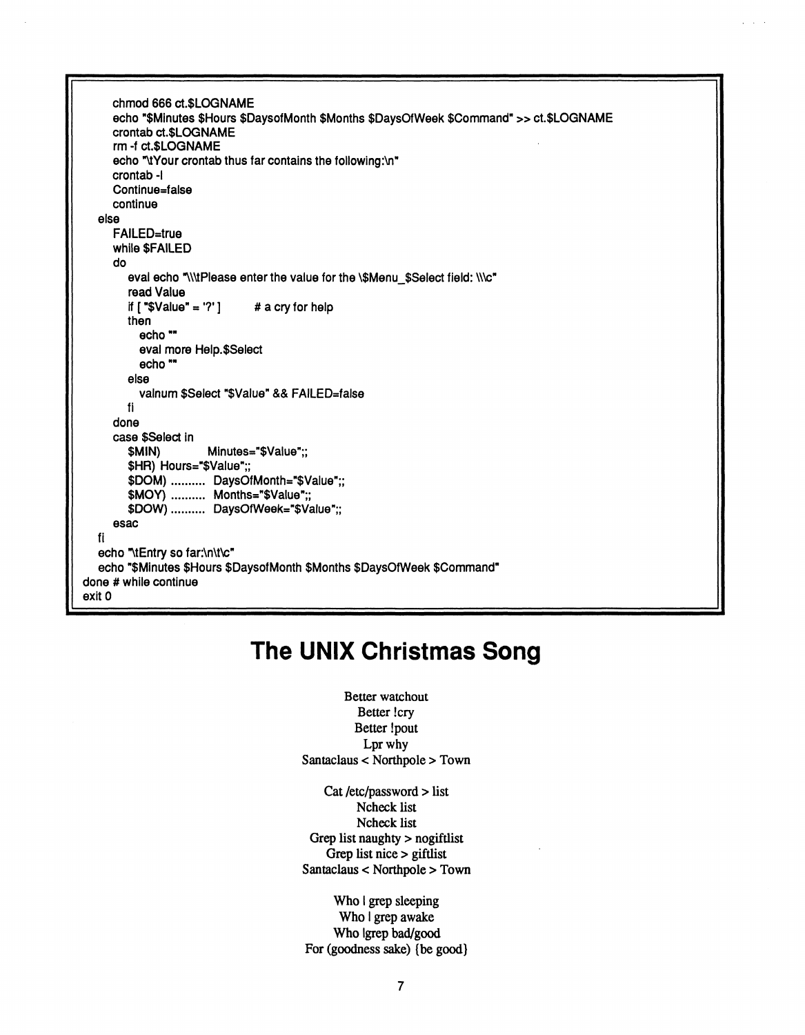```
      chmod 666 ct.$LOGNAME
      echo "$Minutes $Hours $DaysofMonth $Months $DaysOfWeek $Command" >> ct.$LOGNAME
      crontab ct.$LOGNAME
      rm -f ct.$LOGNAME
      echo "\tYour crontab thus far contains the following:\n"
      crontab -l
      Continue=false
      continue
   else
      FAILED=true
      while $FAILED
      do
         eval echo "\\\tPlease enter the value for the \$Menu_$Select field: \\\c"
         read Value
         if [ "$Value" = '?' ]        # a cry for help
         then
            echo ""
            eval more Help.$Select
            echo ""
         else
            valnum $Select "$Value" && FAILED=false
         fi
      done
      case $Select in
         $MIN)          Minutes="$Value";;
         $HR) Hours="$Value";;
         $DOM) .......... DaysOfMonth="$Value";;
         $MOY) .......... Months="$Value";;
         $DOW) .......... DaysOfWeek="$Value";;
      esac
   fi
   echo "\tEntry so far:\n\t\c"
   echo "$Minutes $Hours $DaysofMonth $Months $DaysOfWeek $Command"
done # while continue
exit 0
```

# The UNIX Christmas Song

Better watchout
Better !cry
Better !pout
Lpr why
Santaclaus < Northpole > Town

Cat /etc/password > list
Ncheck list
Ncheck list
Grep list naughty > nogiftlist
Grep list nice > giftlist
Santaclaus < Northpole > Town

Who | grep sleeping
Who | grep awake
Who |grep bad/good
For (goodness sake) {be good}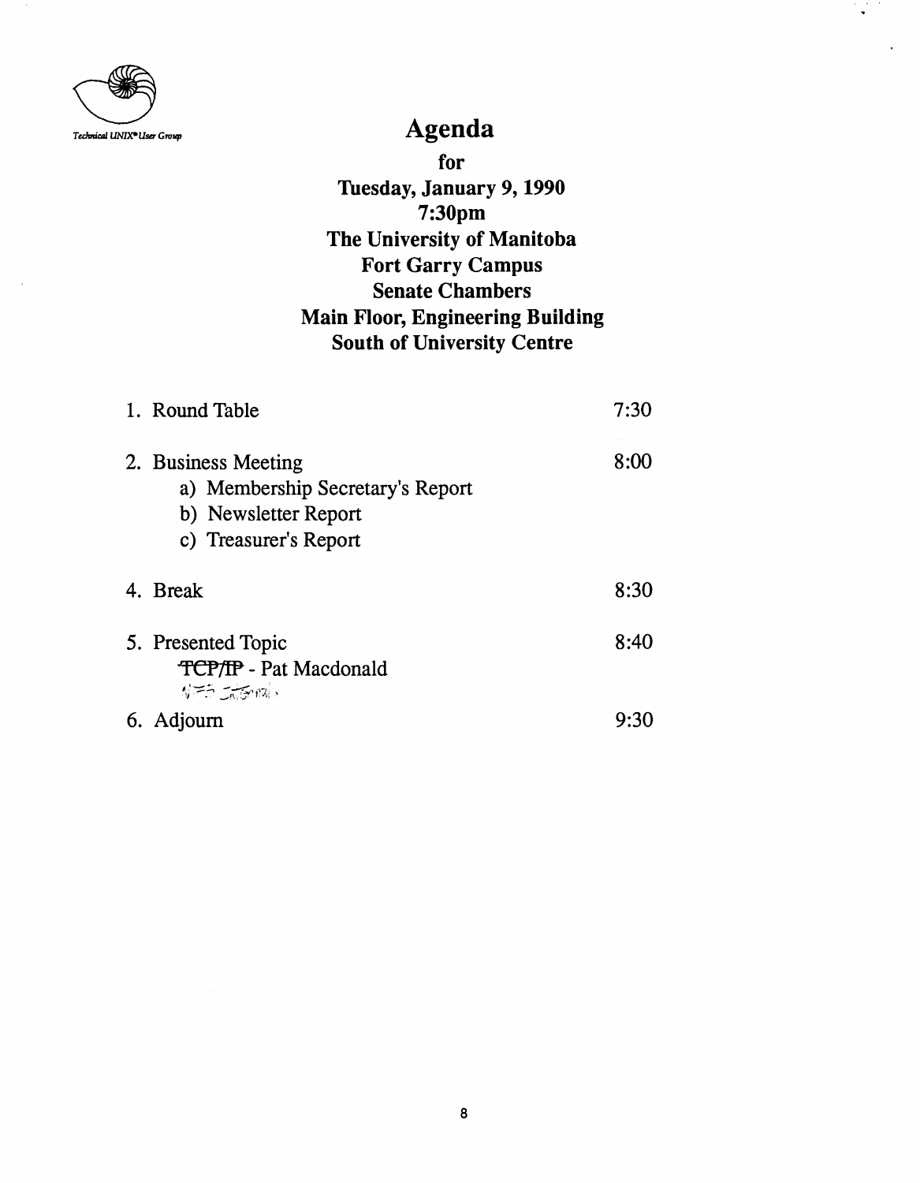Technical UNIX® User Group

# Agenda

**for**
**Tuesday, January 9, 1990**
**7:30pm**
**The University of Manitoba**
**Fort Garry Campus**
**Senate Chambers**
**Main Floor, Engineering Building**
**South of University Centre**

| | |
|---|---|
| 1. Round Table | 7:30 |
| 2. Business Meeting<br>a) Membership Secretary's Report<br>b) Newsletter Report<br>c) Treasurer's Report | 8:00 |
| 4. Break | 8:30 |
| 5. Presented Topic<br>~~TCP/IP~~ - Pat Macdonald<br>NFS Internals | 8:40 |
| 6. Adjourn | 9:30 |